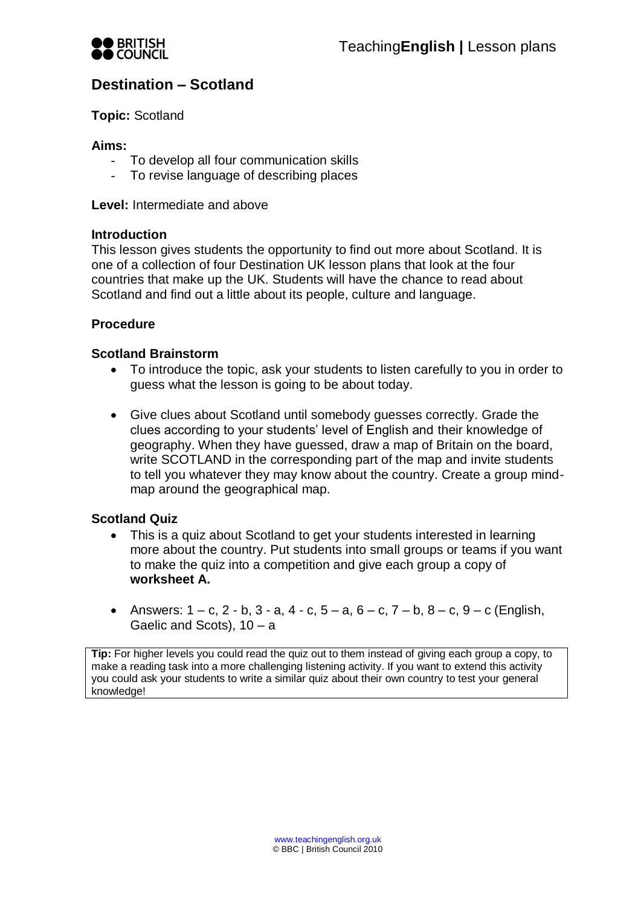# Destination – Scotland

**Topic:** Scotland

**Aims:**
- To develop all four communication skills
- To revise language of describing places

**Level:** Intermediate and above

### Introduction

This lesson gives students the opportunity to find out more about Scotland. It is one of a collection of four Destination UK lesson plans that look at the four countries that make up the UK. Students will have the chance to read about Scotland and find out a little about its people, culture and language.

### Procedure

### Scotland Brainstorm

- To introduce the topic, ask your students to listen carefully to you in order to guess what the lesson is going to be about today.
- Give clues about Scotland until somebody guesses correctly. Grade the clues according to your students' level of English and their knowledge of geography. When they have guessed, draw a map of Britain on the board, write SCOTLAND in the corresponding part of the map and invite students to tell you whatever they may know about the country. Create a group mind-map around the geographical map.

### Scotland Quiz

- This is a quiz about Scotland to get your students interested in learning more about the country. Put students into small groups or teams if you want to make the quiz into a competition and give each group a copy of **worksheet A.**
- Answers: 1 – c, 2 - b, 3 - a, 4 - c, 5 – a, 6 – c, 7 – b, 8 – c, 9 – c (English, Gaelic and Scots), 10 – a

**Tip:** For higher levels you could read the quiz out to them instead of giving each group a copy, to make a reading task into a more challenging listening activity. If you want to extend this activity you could ask your students to write a similar quiz about their own country to test your general knowledge!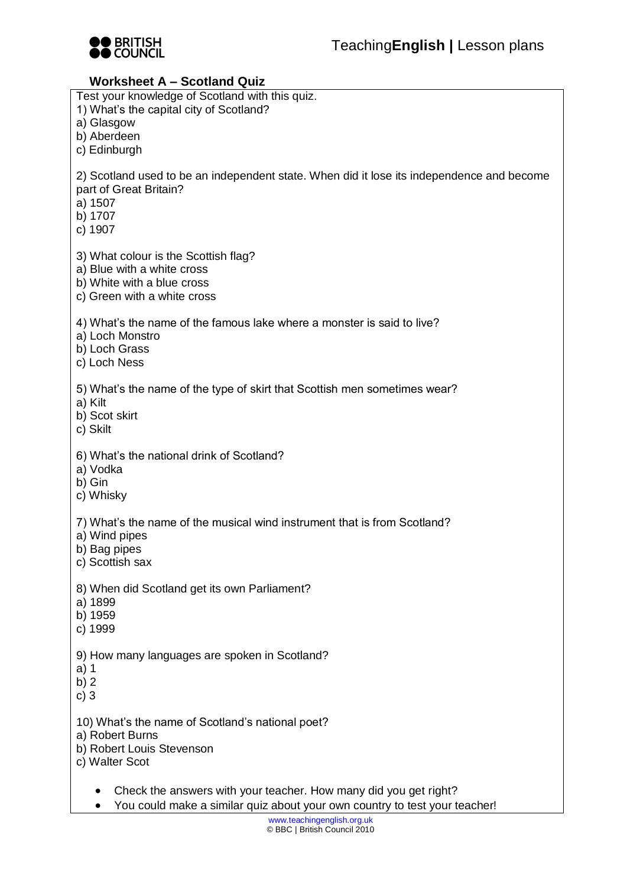## Worksheet A – Scotland Quiz

Test your knowledge of Scotland with this quiz.

1) What's the capital city of Scotland?
a) Glasgow
b) Aberdeen
c) Edinburgh

2) Scotland used to be an independent state. When did it lose its independence and become part of Great Britain?
a) 1507
b) 1707
c) 1907

3) What colour is the Scottish flag?
a) Blue with a white cross
b) White with a blue cross
c) Green with a white cross

4) What's the name of the famous lake where a monster is said to live?
a) Loch Monstro
b) Loch Grass
c) Loch Ness

5) What's the name of the type of skirt that Scottish men sometimes wear?
a) Kilt
b) Scot skirt
c) Skilt

6) What's the national drink of Scotland?
a) Vodka
b) Gin
c) Whisky

7) What's the name of the musical wind instrument that is from Scotland?
a) Wind pipes
b) Bag pipes
c) Scottish sax

8) When did Scotland get its own Parliament?
a) 1899
b) 1959
c) 1999

9) How many languages are spoken in Scotland?
a) 1
b) 2
c) 3

10) What's the name of Scotland's national poet?
a) Robert Burns
b) Robert Louis Stevenson
c) Walter Scot

- Check the answers with your teacher. How many did you get right?
- You could make a similar quiz about your own country to test your teacher!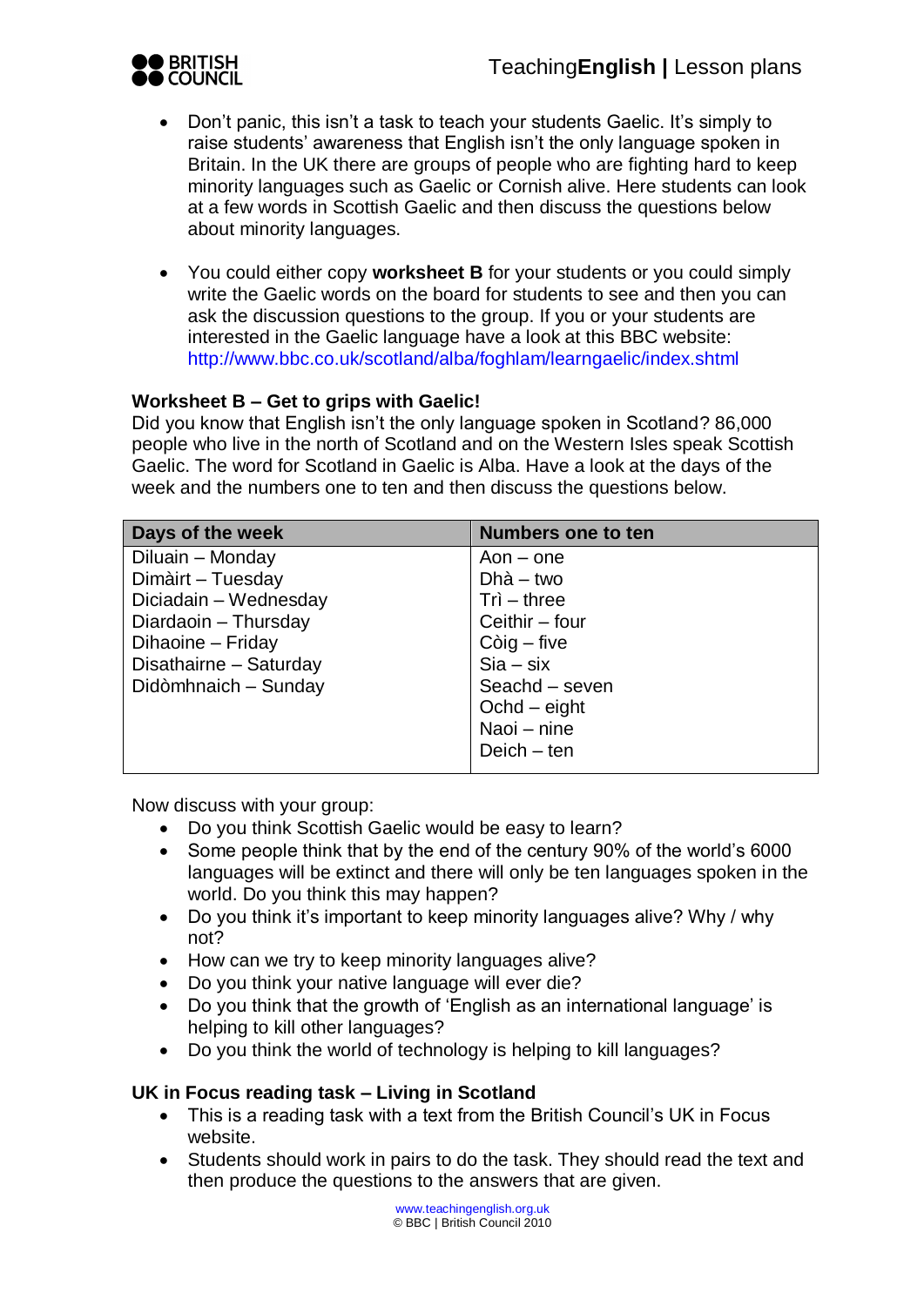- Don't panic, this isn't a task to teach your students Gaelic. It's simply to raise students' awareness that English isn't the only language spoken in Britain. In the UK there are groups of people who are fighting hard to keep minority languages such as Gaelic or Cornish alive. Here students can look at a few words in Scottish Gaelic and then discuss the questions below about minority languages.

- You could either copy **worksheet B** for your students or you could simply write the Gaelic words on the board for students to see and then you can ask the discussion questions to the group. If you or your students are interested in the Gaelic language have a look at this BBC website: http://www.bbc.co.uk/scotland/alba/foghlam/learngaelic/index.shtml

**Worksheet B – Get to grips with Gaelic!**

Did you know that English isn't the only language spoken in Scotland? 86,000 people who live in the north of Scotland and on the Western Isles speak Scottish Gaelic. The word for Scotland in Gaelic is Alba. Have a look at the days of the week and the numbers one to ten and then discuss the questions below.

| Days of the week | Numbers one to ten |
|---|---|
| Diluain – Monday | Aon – one |
| Dimàirt – Tuesday | Dhà – two |
| Diciadain – Wednesday | Trì – three |
| Diardaoin – Thursday | Ceithir – four |
| Dihaoine – Friday | Còig – five |
| Disathairne – Saturday | Sia – six |
| Didòmhnaich – Sunday | Seachd – seven |
| | Ochd – eight |
| | Naoi – nine |
| | Deich – ten |

Now discuss with your group:

- Do you think Scottish Gaelic would be easy to learn?
- Some people think that by the end of the century 90% of the world's 6000 languages will be extinct and there will only be ten languages spoken in the world. Do you think this may happen?
- Do you think it's important to keep minority languages alive? Why / why not?
- How can we try to keep minority languages alive?
- Do you think your native language will ever die?
- Do you think that the growth of 'English as an international language' is helping to kill other languages?
- Do you think the world of technology is helping to kill languages?

**UK in Focus reading task – Living in Scotland**

- This is a reading task with a text from the British Council's UK in Focus website.
- Students should work in pairs to do the task. They should read the text and then produce the questions to the answers that are given.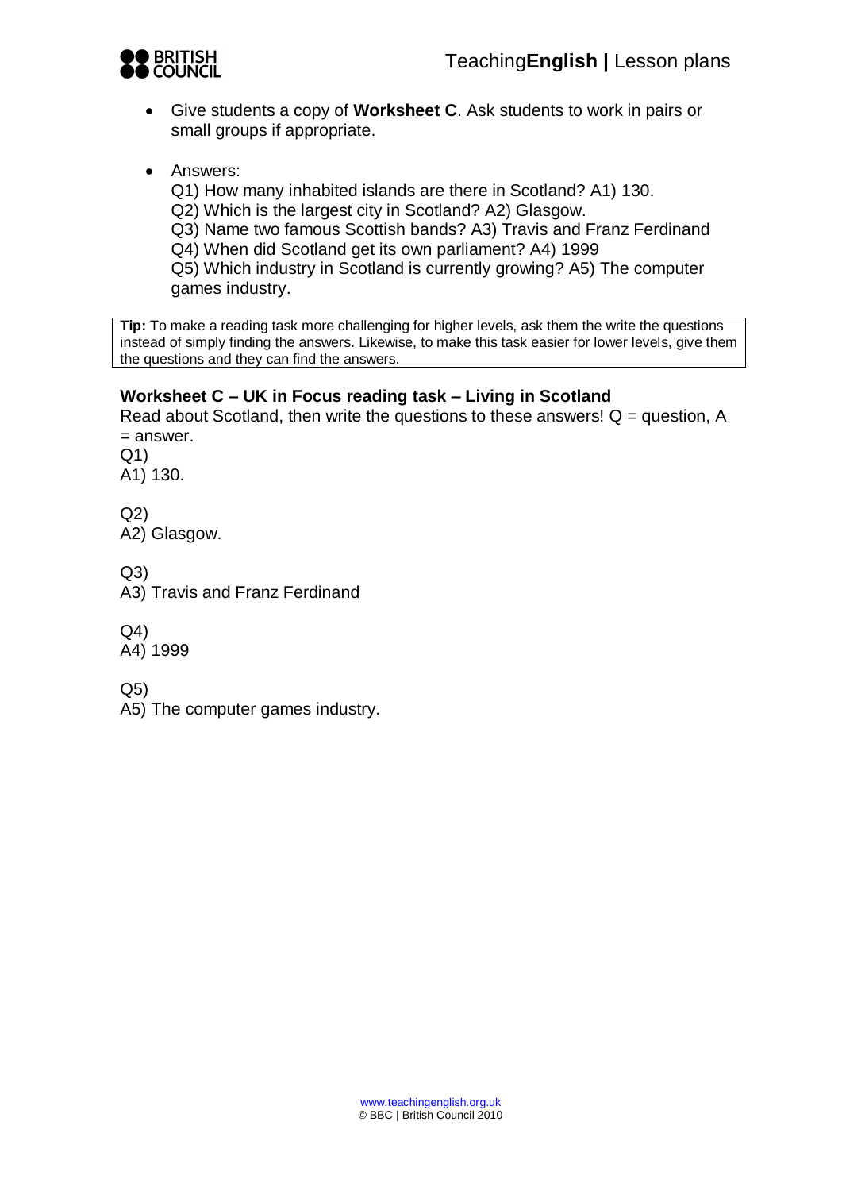- Give students a copy of **Worksheet C**. Ask students to work in pairs or small groups if appropriate.

- Answers:
  Q1) How many inhabited islands are there in Scotland? A1) 130.
  Q2) Which is the largest city in Scotland? A2) Glasgow.
  Q3) Name two famous Scottish bands? A3) Travis and Franz Ferdinand
  Q4) When did Scotland get its own parliament? A4) 1999
  Q5) Which industry in Scotland is currently growing? A5) The computer games industry.

> **Tip:** To make a reading task more challenging for higher levels, ask them the write the questions instead of simply finding the answers. Likewise, to make this task easier for lower levels, give them the questions and they can find the answers.

### Worksheet C – UK in Focus reading task – Living in Scotland

Read about Scotland, then write the questions to these answers! Q = question, A = answer.

Q1)
A1) 130.

Q2)
A2) Glasgow.

Q3)
A3) Travis and Franz Ferdinand

Q4)
A4) 1999

Q5)
A5) The computer games industry.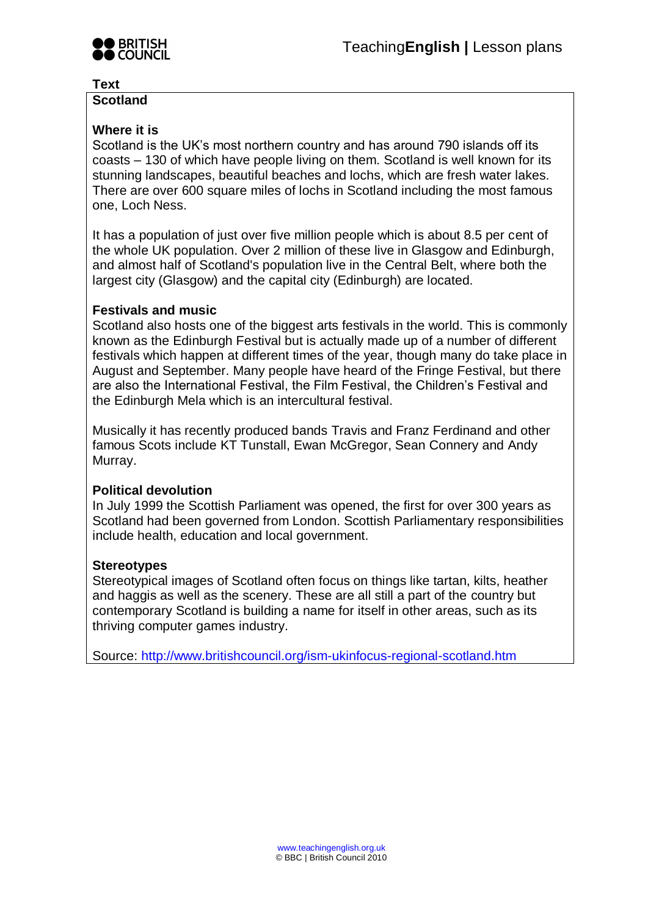**Text**

## Scotland

### Where it is

Scotland is the UK's most northern country and has around 790 islands off its coasts – 130 of which have people living on them. Scotland is well known for its stunning landscapes, beautiful beaches and lochs, which are fresh water lakes. There are over 600 square miles of lochs in Scotland including the most famous one, Loch Ness.

It has a population of just over five million people which is about 8.5 per cent of the whole UK population. Over 2 million of these live in Glasgow and Edinburgh, and almost half of Scotland's population live in the Central Belt, where both the largest city (Glasgow) and the capital city (Edinburgh) are located.

### Festivals and music

Scotland also hosts one of the biggest arts festivals in the world. This is commonly known as the Edinburgh Festival but is actually made up of a number of different festivals which happen at different times of the year, though many do take place in August and September. Many people have heard of the Fringe Festival, but there are also the International Festival, the Film Festival, the Children's Festival and the Edinburgh Mela which is an intercultural festival.

Musically it has recently produced bands Travis and Franz Ferdinand and other famous Scots include KT Tunstall, Ewan McGregor, Sean Connery and Andy Murray.

### Political devolution

In July 1999 the Scottish Parliament was opened, the first for over 300 years as Scotland had been governed from London. Scottish Parliamentary responsibilities include health, education and local government.

### Stereotypes

Stereotypical images of Scotland often focus on things like tartan, kilts, heather and haggis as well as the scenery. These are all still a part of the country but contemporary Scotland is building a name for itself in other areas, such as its thriving computer games industry.

Source: http://www.britishcouncil.org/ism-ukinfocus-regional-scotland.htm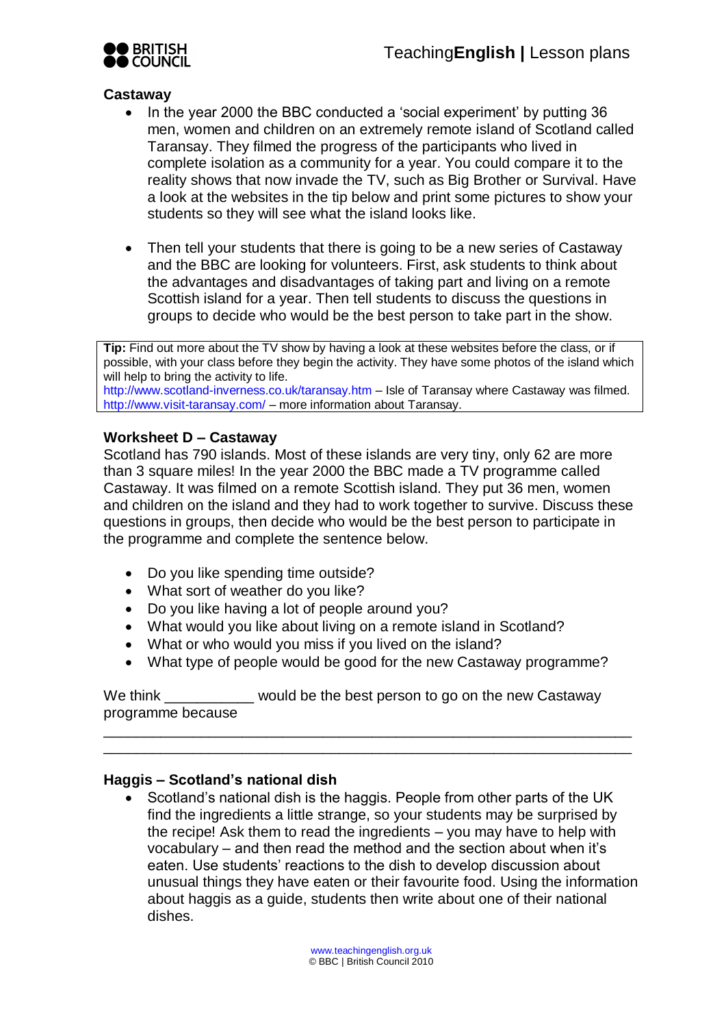## Castaway

- In the year 2000 the BBC conducted a 'social experiment' by putting 36 men, women and children on an extremely remote island of Scotland called Taransay. They filmed the progress of the participants who lived in complete isolation as a community for a year. You could compare it to the reality shows that now invade the TV, such as Big Brother or Survival. Have a look at the websites in the tip below and print some pictures to show your students so they will see what the island looks like.

- Then tell your students that there is going to be a new series of Castaway and the BBC are looking for volunteers. First, ask students to think about the advantages and disadvantages of taking part and living on a remote Scottish island for a year. Then tell students to discuss the questions in groups to decide who would be the best person to take part in the show.

> **Tip:** Find out more about the TV show by having a look at these websites before the class, or if possible, with your class before they begin the activity. They have some photos of the island which will help to bring the activity to life.
> http://www.scotland-inverness.co.uk/taransay.htm – Isle of Taransay where Castaway was filmed.
> http://www.visit-taransay.com/ – more information about Taransay.

## Worksheet D – Castaway

Scotland has 790 islands. Most of these islands are very tiny, only 62 are more than 3 square miles! In the year 2000 the BBC made a TV programme called Castaway. It was filmed on a remote Scottish island. They put 36 men, women and children on the island and they had to work together to survive. Discuss these questions in groups, then decide who would be the best person to participate in the programme and complete the sentence below.

- Do you like spending time outside?
- What sort of weather do you like?
- Do you like having a lot of people around you?
- What would you like about living on a remote island in Scotland?
- What or who would you miss if you lived on the island?
- What type of people would be good for the new Castaway programme?

We think ___________ would be the best person to go on the new Castaway programme because

________________________________________________________________

________________________________________________________________

## Haggis – Scotland's national dish

- Scotland's national dish is the haggis. People from other parts of the UK find the ingredients a little strange, so your students may be surprised by the recipe! Ask them to read the ingredients – you may have to help with vocabulary – and then read the method and the section about when it's eaten. Use students' reactions to the dish to develop discussion about unusual things they have eaten or their favourite food. Using the information about haggis as a guide, students then write about one of their national dishes.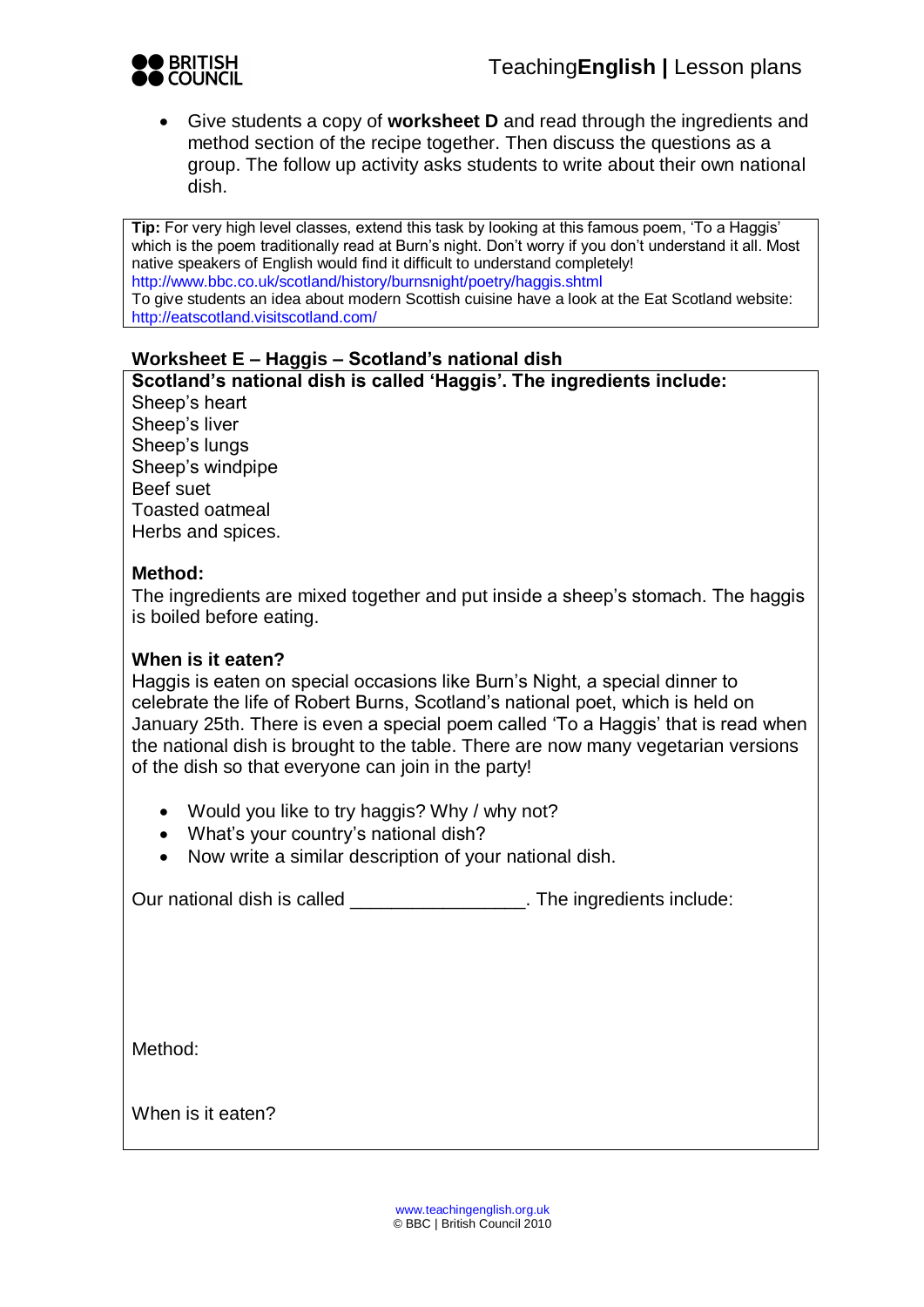- Give students a copy of **worksheet D** and read through the ingredients and method section of the recipe together. Then discuss the questions as a group. The follow up activity asks students to write about their own national dish.

**Tip:** For very high level classes, extend this task by looking at this famous poem, 'To a Haggis' which is the poem traditionally read at Burn's night. Don't worry if you don't understand it all. Most native speakers of English would find it difficult to understand completely!
http://www.bbc.co.uk/scotland/history/burnsnight/poetry/haggis.shtml
To give students an idea about modern Scottish cuisine have a look at the Eat Scotland website:
http://eatscotland.visitscotland.com/

### Worksheet E – Haggis – Scotland's national dish

**Scotland's national dish is called 'Haggis'. The ingredients include:**
Sheep's heart
Sheep's liver
Sheep's lungs
Sheep's windpipe
Beef suet
Toasted oatmeal
Herbs and spices.

**Method:**
The ingredients are mixed together and put inside a sheep's stomach. The haggis is boiled before eating.

**When is it eaten?**
Haggis is eaten on special occasions like Burn's Night, a special dinner to celebrate the life of Robert Burns, Scotland's national poet, which is held on January 25th. There is even a special poem called 'To a Haggis' that is read when the national dish is brought to the table. There are now many vegetarian versions of the dish so that everyone can join in the party!

- Would you like to try haggis? Why / why not?
- What's your country's national dish?
- Now write a similar description of your national dish.

Our national dish is called _________________. The ingredients include:

Method:

When is it eaten?